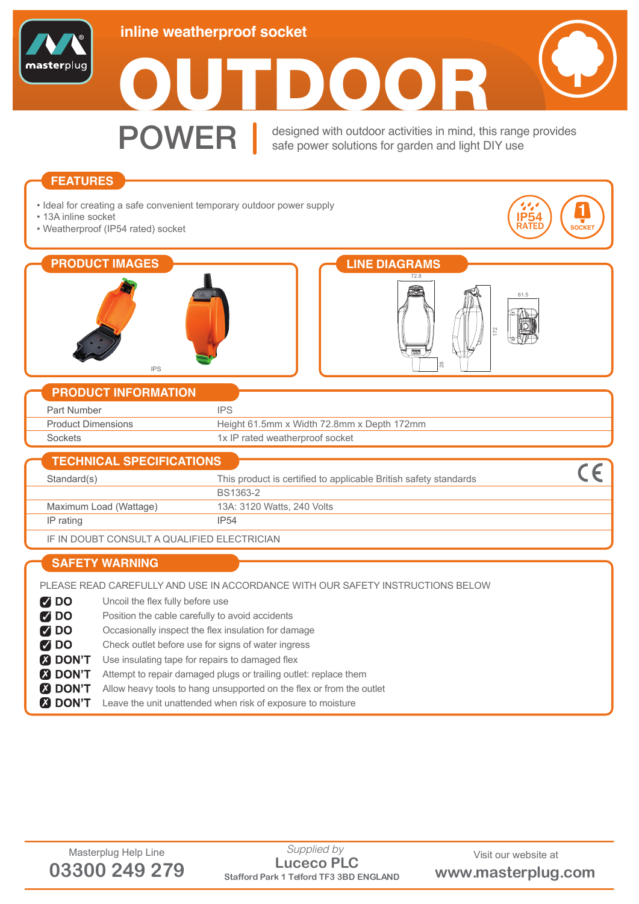inline weatherproof socket

# OUTDOOR

## POWER

designed with outdoor activities in mind, this range provides safe power solutions for garden and light DIY use

## FEATURES

- Ideal for creating a safe convenient temporary outdoor power supply
- 13A inline socket
- Weatherproof (IP54 rated) socket

IP54 RATED

1 SOCKET

## PRODUCT IMAGES

IPS

## LINE DIAGRAMS

72.8

61.5

172

28

## PRODUCT INFORMATION

| | |
|---|---|
| Part Number | IPS |
| Product Dimensions | Height 61.5mm x Width 72.8mm x Depth 172mm |
| Sockets | 1x IP rated weatherproof socket |

## TECHNICAL SPECIFICATIONS

| | |
|---|---|
| Standard(s) | This product is certified to applicable British safety standards |
| | BS1363-2 |
| Maximum Load (Wattage) | 13A: 3120 Watts, 240 Volts |
| IP rating | IP54 |

IF IN DOUBT CONSULT A QUALIFIED ELECTRICIAN

## SAFETY WARNING

PLEASE READ CAREFULLY AND USE IN ACCORDANCE WITH OUR SAFETY INSTRUCTIONS BELOW

| | |
|---|---|
| ✓ **DO** | Uncoil the flex fully before use |
| ✓ **DO** | Position the cable carefully to avoid accidents |
| ✓ **DO** | Occasionally inspect the flex insulation for damage |
| ✓ **DO** | Check outlet before use for signs of water ingress |
| ✗ **DON'T** | Use insulating tape for repairs to damaged flex |
| ✗ **DON'T** | Attempt to repair damaged plugs or trailing outlet: replace them |
| ✗ **DON'T** | Allow heavy tools to hang unsupported on the flex or from the outlet |
| ✗ **DON'T** | Leave the unit unattended when risk of exposure to moisture |

Masterplug Help Line
**03300 249 279**

*Supplied by*
**Luceco PLC**
Stafford Park 1 Telford TF3 3BD ENGLAND

Visit our website at
**www.masterplug.com**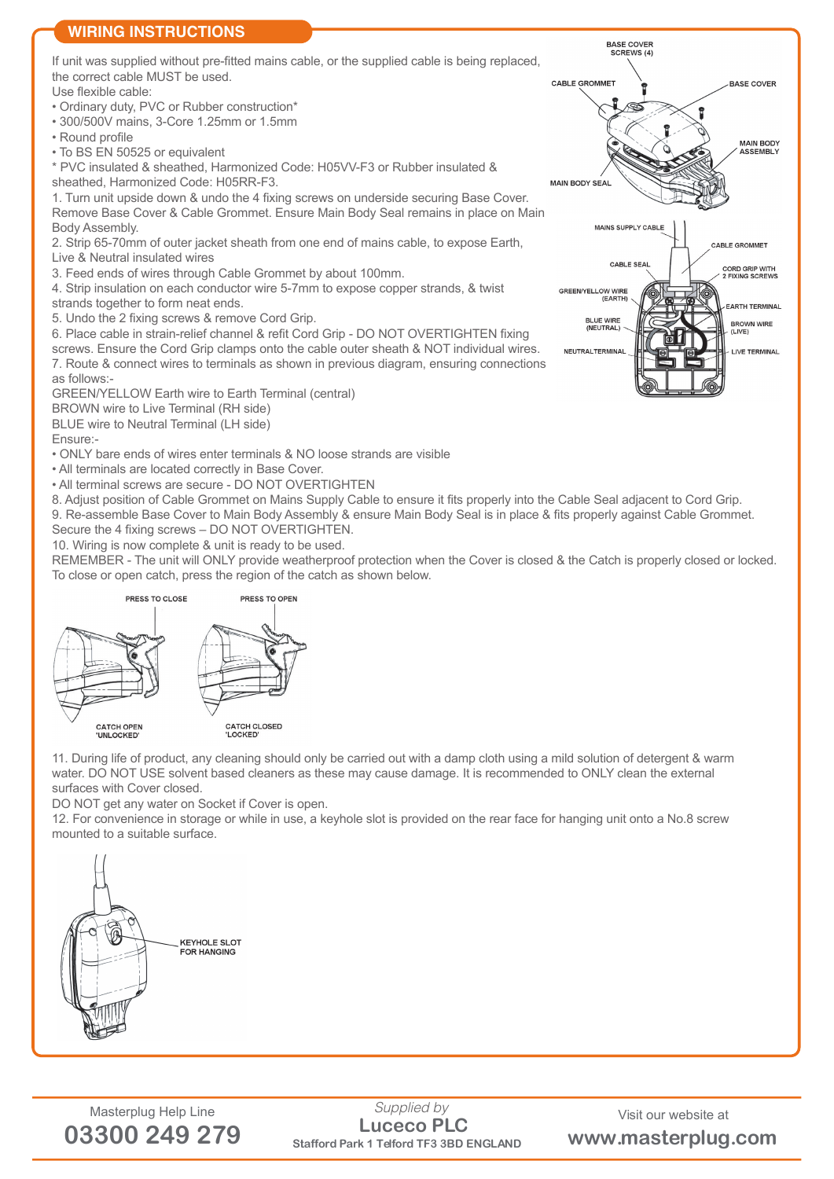## WIRING INSTRUCTIONS

If unit was supplied without pre-fitted mains cable, or the supplied cable is being replaced, the correct cable MUST be used.

Use flexible cable:

- Ordinary duty, PVC or Rubber construction*
- 300/500V mains, 3-Core 1.25mm or 1.5mm
- Round profile
- To BS EN 50525 or equivalent

* PVC insulated & sheathed, Harmonized Code: H05VV-F3 or Rubber insulated & sheathed, Harmonized Code: H05RR-F3.

1. Turn unit upside down & undo the 4 fixing screws on underside securing Base Cover. Remove Base Cover & Cable Grommet. Ensure Main Body Seal remains in place on Main Body Assembly.
2. Strip 65-70mm of outer jacket sheath from one end of mains cable, to expose Earth, Live & Neutral insulated wires
3. Feed ends of wires through Cable Grommet by about 100mm.
4. Strip insulation on each conductor wire 5-7mm to expose copper strands, & twist strands together to form neat ends.
5. Undo the 2 fixing screws & remove Cord Grip.
6. Place cable in strain-relief channel & refit Cord Grip - DO NOT OVERTIGHTEN fixing screws. Ensure the Cord Grip clamps onto the cable outer sheath & NOT individual wires.
7. Route & connect wires to terminals as shown in previous diagram, ensuring connections as follows:-

GREEN/YELLOW Earth wire to Earth Terminal (central)
BROWN wire to Live Terminal (RH side)
BLUE wire to Neutral Terminal (LH side)
Ensure:-

- ONLY bare ends of wires enter terminals & NO loose strands are visible
- All terminals are located correctly in Base Cover.
- All terminal screws are secure - DO NOT OVERTIGHTEN

8. Adjust position of Cable Grommet on Mains Supply Cable to ensure it fits properly into the Cable Seal adjacent to Cord Grip.
9. Re-assemble Base Cover to Main Body Assembly & ensure Main Body Seal is in place & fits properly against Cable Grommet. Secure the 4 fixing screws – DO NOT OVERTIGHTEN.
10. Wiring is now complete & unit is ready to be used.

REMEMBER - The unit will ONLY provide weatherproof protection when the Cover is closed & the Catch is properly closed or locked. To close or open catch, press the region of the catch as shown below.

BASE COVER SCREWS (4)
CABLE GROMMET
BASE COVER
MAIN BODY ASSEMBLY
MAIN BODY SEAL

MAINS SUPPLY CABLE
CABLE GROMMET
CABLE SEAL
CORD GRIP WITH 2 FIXING SCREWS
GREEN/YELLOW WIRE (EARTH)
EARTH TERMINAL
BLUE WIRE (NEUTRAL)
BROWN WIRE (LIVE)
NEUTRAL TERMINAL
LIVE TERMINAL

PRESS TO CLOSE
PRESS TO OPEN
CATCH OPEN 'UNLOCKED'
CATCH CLOSED 'LOCKED'

11. During life of product, any cleaning should only be carried out with a damp cloth using a mild solution of detergent & warm water. DO NOT USE solvent based cleaners as these may cause damage. It is recommended to ONLY clean the external surfaces with Cover closed.

DO NOT get any water on Socket if Cover is open.

12. For convenience in storage or while in use, a keyhole slot is provided on the rear face for hanging unit onto a No.8 screw mounted to a suitable surface.

KEYHOLE SLOT FOR HANGING

Masterplug Help Line
**03300 249 279**

*Supplied by*
**Luceco PLC**
**Stafford Park 1 Telford TF3 3BD ENGLAND**

Visit our website at
**www.masterplug.com**